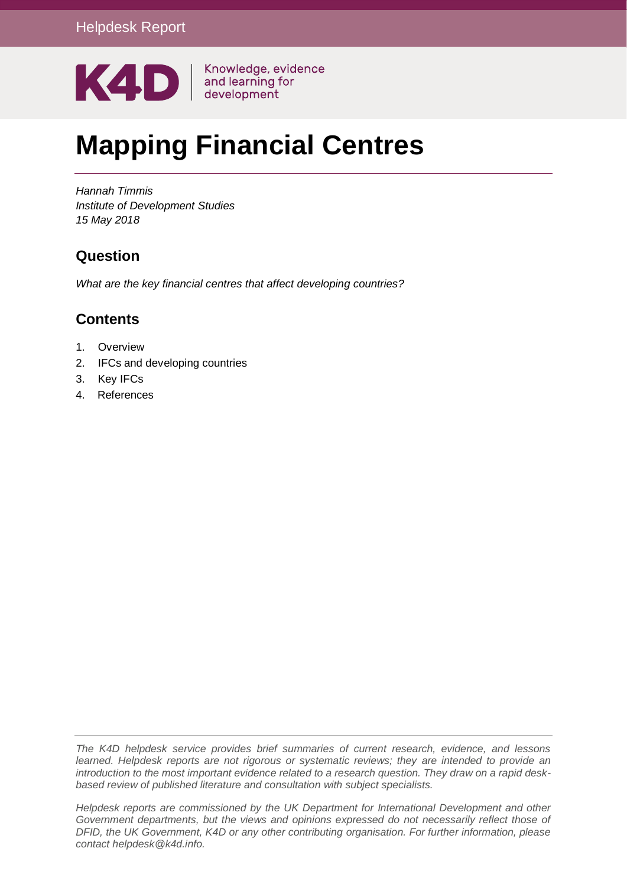Helpdesk Report

K4D Knowledge, evidence and learning for development

# Mapping Financial Centres

*Hannah Timmis*
*Institute of Development Studies*
*15 May 2018*

## Question

*What are the key financial centres that affect developing countries?*

## Contents

1. Overview
2. IFCs and developing countries
3. Key IFCs
4. References

*The K4D helpdesk service provides brief summaries of current research, evidence, and lessons learned. Helpdesk reports are not rigorous or systematic reviews; they are intended to provide an introduction to the most important evidence related to a research question. They draw on a rapid desk-based review of published literature and consultation with subject specialists.*

*Helpdesk reports are commissioned by the UK Department for International Development and other Government departments, but the views and opinions expressed do not necessarily reflect those of DFID, the UK Government, K4D or any other contributing organisation. For further information, please contact helpdesk@k4d.info.*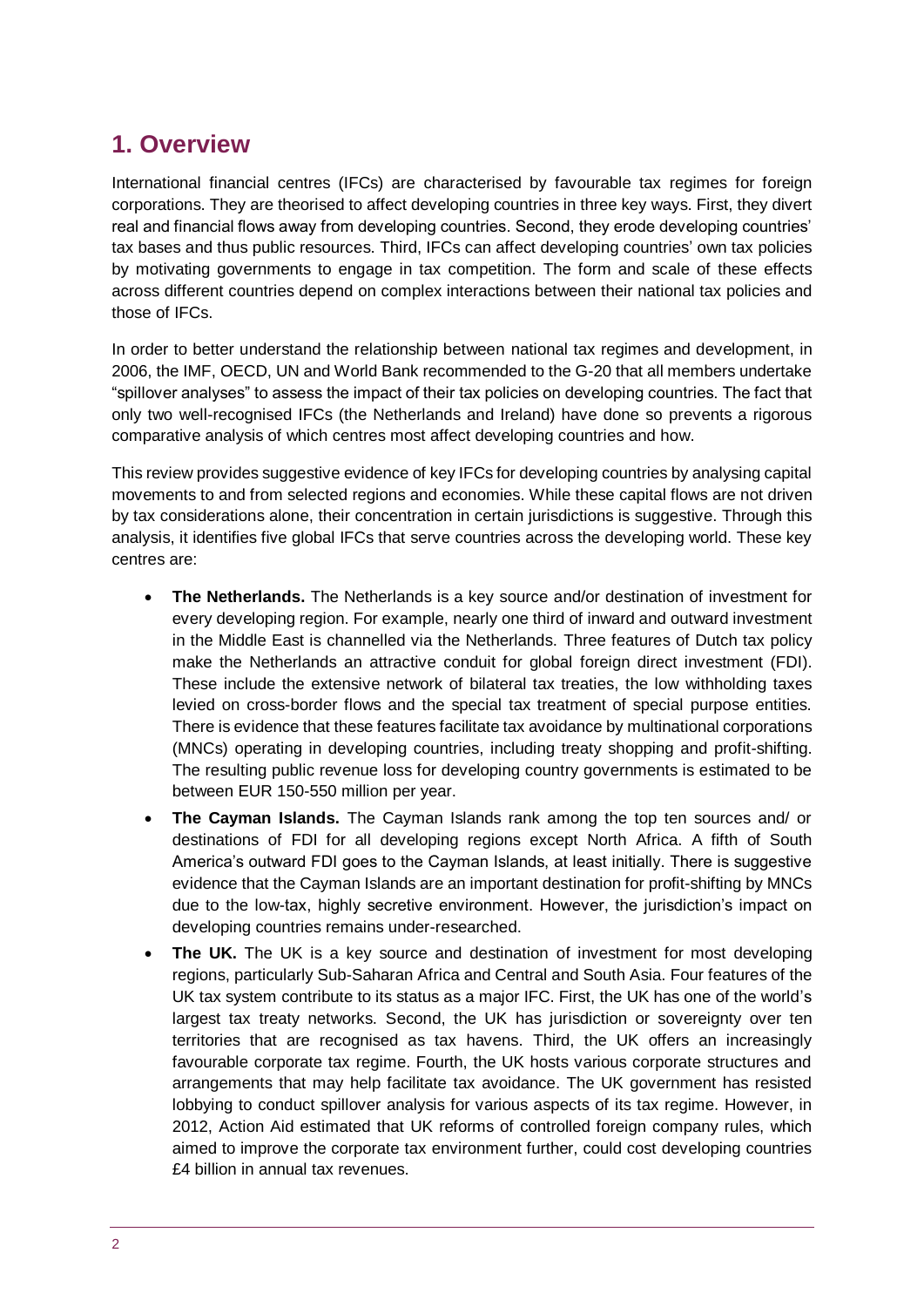## 1. Overview

International financial centres (IFCs) are characterised by favourable tax regimes for foreign corporations. They are theorised to affect developing countries in three key ways. First, they divert real and financial flows away from developing countries. Second, they erode developing countries' tax bases and thus public resources. Third, IFCs can affect developing countries' own tax policies by motivating governments to engage in tax competition. The form and scale of these effects across different countries depend on complex interactions between their national tax policies and those of IFCs.

In order to better understand the relationship between national tax regimes and development, in 2006, the IMF, OECD, UN and World Bank recommended to the G-20 that all members undertake "spillover analyses" to assess the impact of their tax policies on developing countries. The fact that only two well-recognised IFCs (the Netherlands and Ireland) have done so prevents a rigorous comparative analysis of which centres most affect developing countries and how.

This review provides suggestive evidence of key IFCs for developing countries by analysing capital movements to and from selected regions and economies. While these capital flows are not driven by tax considerations alone, their concentration in certain jurisdictions is suggestive. Through this analysis, it identifies five global IFCs that serve countries across the developing world. These key centres are:

- **The Netherlands.** The Netherlands is a key source and/or destination of investment for every developing region. For example, nearly one third of inward and outward investment in the Middle East is channelled via the Netherlands. Three features of Dutch tax policy make the Netherlands an attractive conduit for global foreign direct investment (FDI). These include the extensive network of bilateral tax treaties, the low withholding taxes levied on cross-border flows and the special tax treatment of special purpose entities. There is evidence that these features facilitate tax avoidance by multinational corporations (MNCs) operating in developing countries, including treaty shopping and profit-shifting. The resulting public revenue loss for developing country governments is estimated to be between EUR 150-550 million per year.
- **The Cayman Islands.** The Cayman Islands rank among the top ten sources and/ or destinations of FDI for all developing regions except North Africa. A fifth of South America's outward FDI goes to the Cayman Islands, at least initially. There is suggestive evidence that the Cayman Islands are an important destination for profit-shifting by MNCs due to the low-tax, highly secretive environment. However, the jurisdiction's impact on developing countries remains under-researched.
- **The UK.** The UK is a key source and destination of investment for most developing regions, particularly Sub-Saharan Africa and Central and South Asia. Four features of the UK tax system contribute to its status as a major IFC. First, the UK has one of the world's largest tax treaty networks. Second, the UK has jurisdiction or sovereignty over ten territories that are recognised as tax havens. Third, the UK offers an increasingly favourable corporate tax regime. Fourth, the UK hosts various corporate structures and arrangements that may help facilitate tax avoidance. The UK government has resisted lobbying to conduct spillover analysis for various aspects of its tax regime. However, in 2012, Action Aid estimated that UK reforms of controlled foreign company rules, which aimed to improve the corporate tax environment further, could cost developing countries £4 billion in annual tax revenues.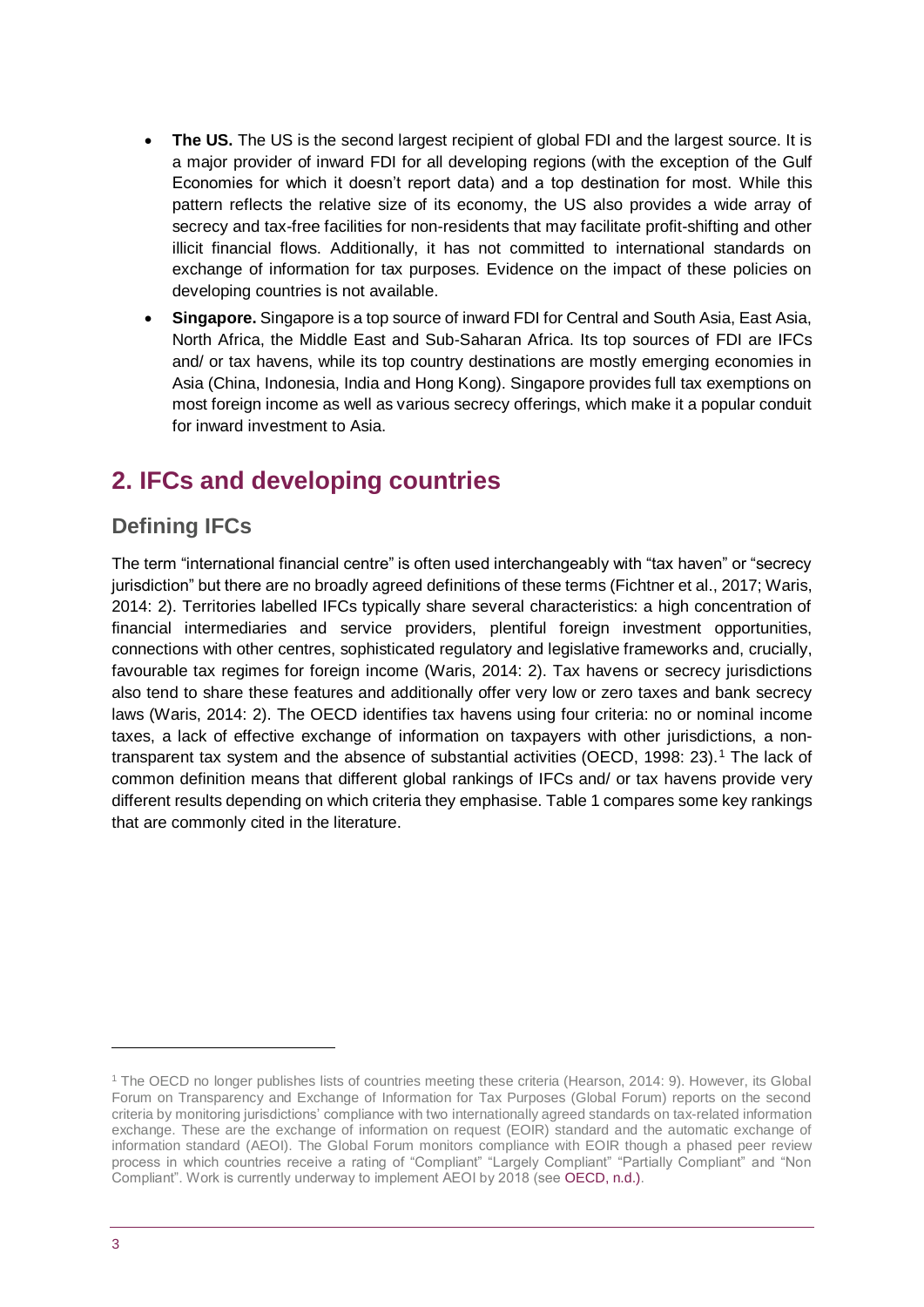- **The US.** The US is the second largest recipient of global FDI and the largest source. It is a major provider of inward FDI for all developing regions (with the exception of the Gulf Economies for which it doesn't report data) and a top destination for most. While this pattern reflects the relative size of its economy, the US also provides a wide array of secrecy and tax-free facilities for non-residents that may facilitate profit-shifting and other illicit financial flows. Additionally, it has not committed to international standards on exchange of information for tax purposes. Evidence on the impact of these policies on developing countries is not available.
- **Singapore.** Singapore is a top source of inward FDI for Central and South Asia, East Asia, North Africa, the Middle East and Sub-Saharan Africa. Its top sources of FDI are IFCs and/ or tax havens, while its top country destinations are mostly emerging economies in Asia (China, Indonesia, India and Hong Kong). Singapore provides full tax exemptions on most foreign income as well as various secrecy offerings, which make it a popular conduit for inward investment to Asia.

# 2. IFCs and developing countries

## Defining IFCs

The term "international financial centre" is often used interchangeably with "tax haven" or "secrecy jurisdiction" but there are no broadly agreed definitions of these terms (Fichtner et al., 2017; Waris, 2014: 2). Territories labelled IFCs typically share several characteristics: a high concentration of financial intermediaries and service providers, plentiful foreign investment opportunities, connections with other centres, sophisticated regulatory and legislative frameworks and, crucially, favourable tax regimes for foreign income (Waris, 2014: 2). Tax havens or secrecy jurisdictions also tend to share these features and additionally offer very low or zero taxes and bank secrecy laws (Waris, 2014: 2). The OECD identifies tax havens using four criteria: no or nominal income taxes, a lack of effective exchange of information on taxpayers with other jurisdictions, a non-transparent tax system and the absence of substantial activities (OECD, 1998: 23).[1] The lack of common definition means that different global rankings of IFCs and/ or tax havens provide very different results depending on which criteria they emphasise. Table 1 compares some key rankings that are commonly cited in the literature.

[1] The OECD no longer publishes lists of countries meeting these criteria (Hearson, 2014: 9). However, its Global Forum on Transparency and Exchange of Information for Tax Purposes (Global Forum) reports on the second criteria by monitoring jurisdictions' compliance with two internationally agreed standards on tax-related information exchange. These are the exchange of information on request (EOIR) standard and the automatic exchange of information standard (AEOI). The Global Forum monitors compliance with EOIR though a phased peer review process in which countries receive a rating of "Compliant" "Largely Compliant" "Partially Compliant" and "Non Compliant". Work is currently underway to implement AEOI by 2018 (see OECD, n.d.).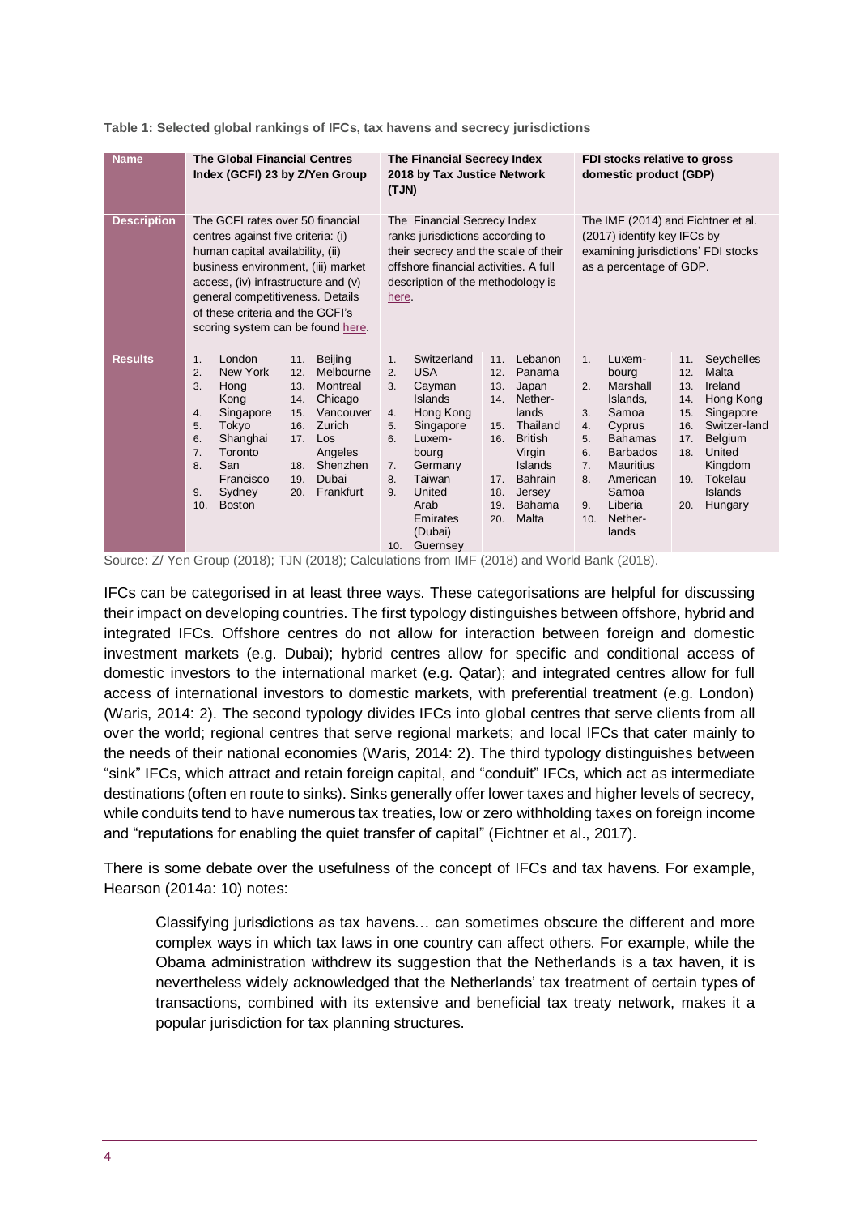**Table 1: Selected global rankings of IFCs, tax havens and secrecy jurisdictions**

| Name | The Global Financial Centres Index (GCFI) 23 by Z/Yen Group | The Financial Secrecy Index 2018 by Tax Justice Network (TJN) | FDI stocks relative to gross domestic product (GDP) |
|---|---|---|---|
| Description | The GCFI rates over 50 financial centres against five criteria: (i) human capital availability, (ii) business environment, (iii) market access, (iv) infrastructure and (v) general competitiveness. Details of these criteria and the GCFI's scoring system can be found here. | The Financial Secrecy Index ranks jurisdictions according to their secrecy and the scale of their offshore financial activities. A full description of the methodology is here. | The IMF (2014) and Fichtner et al. (2017) identify key IFCs by examining jurisdictions' FDI stocks as a percentage of GDP. |
| Results | 1. London<br>2. New York<br>3. Hong Kong<br>4. Singapore<br>5. Tokyo<br>6. Shanghai<br>7. Toronto<br>8. San Francisco<br>9. Sydney<br>10. Boston<br>11. Beijing<br>12. Melbourne<br>13. Montreal<br>14. Chicago<br>15. Vancouver<br>16. Zurich<br>17. Los Angeles<br>18. Shenzhen<br>19. Dubai<br>20. Frankfurt | 1. Switzerland<br>2. USA<br>3. Cayman Islands<br>4. Hong Kong<br>5. Singapore<br>6. Luxembourg<br>7. Germany<br>8. Taiwan<br>9. United Arab Emirates (Dubai)<br>10. Guernsey<br>11. Lebanon<br>12. Panama<br>13. Japan<br>14. Netherlands<br>15. Thailand<br>16. British Virgin Islands<br>17. Bahrain<br>18. Jersey<br>19. Bahama<br>20. Malta | 1. Luxembourg<br>2. Marshall Islands,<br>3. Samoa<br>4. Cyprus<br>5. Bahamas<br>6. Barbados<br>7. Mauritius<br>8. American Samoa<br>9. Liberia<br>10. Netherlands<br>11. Seychelles<br>12. Malta<br>13. Ireland<br>14. Hong Kong<br>15. Singapore<br>16. Switzer-land<br>17. Belgium<br>18. United Kingdom<br>19. Tokelau Islands<br>20. Hungary |

Source: Z/ Yen Group (2018); TJN (2018); Calculations from IMF (2018) and World Bank (2018).

IFCs can be categorised in at least three ways. These categorisations are helpful for discussing their impact on developing countries. The first typology distinguishes between offshore, hybrid and integrated IFCs. Offshore centres do not allow for interaction between foreign and domestic investment markets (e.g. Dubai); hybrid centres allow for specific and conditional access of domestic investors to the international market (e.g. Qatar); and integrated centres allow for full access of international investors to domestic markets, with preferential treatment (e.g. London) (Waris, 2014: 2). The second typology divides IFCs into global centres that serve clients from all over the world; regional centres that serve regional markets; and local IFCs that cater mainly to the needs of their national economies (Waris, 2014: 2). The third typology distinguishes between "sink" IFCs, which attract and retain foreign capital, and "conduit" IFCs, which act as intermediate destinations (often en route to sinks). Sinks generally offer lower taxes and higher levels of secrecy, while conduits tend to have numerous tax treaties, low or zero withholding taxes on foreign income and "reputations for enabling the quiet transfer of capital" (Fichtner et al., 2017).

There is some debate over the usefulness of the concept of IFCs and tax havens. For example, Hearson (2014a: 10) notes:

> Classifying jurisdictions as tax havens… can sometimes obscure the different and more complex ways in which tax laws in one country can affect others. For example, while the Obama administration withdrew its suggestion that the Netherlands is a tax haven, it is nevertheless widely acknowledged that the Netherlands' tax treatment of certain types of transactions, combined with its extensive and beneficial tax treaty network, makes it a popular jurisdiction for tax planning structures.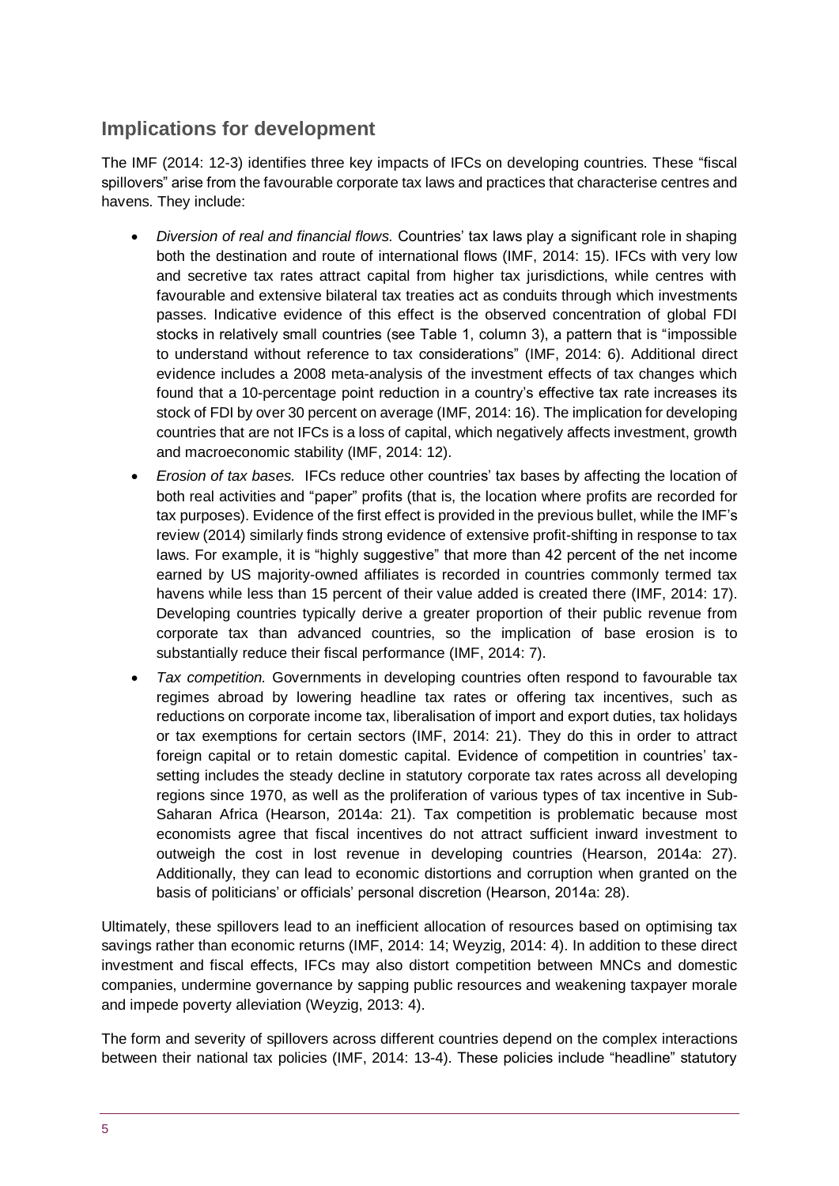## Implications for development

The IMF (2014: 12-3) identifies three key impacts of IFCs on developing countries. These "fiscal spillovers" arise from the favourable corporate tax laws and practices that characterise centres and havens. They include:

- *Diversion of real and financial flows.* Countries' tax laws play a significant role in shaping both the destination and route of international flows (IMF, 2014: 15). IFCs with very low and secretive tax rates attract capital from higher tax jurisdictions, while centres with favourable and extensive bilateral tax treaties act as conduits through which investments passes. Indicative evidence of this effect is the observed concentration of global FDI stocks in relatively small countries (see Table 1, column 3), a pattern that is "impossible to understand without reference to tax considerations" (IMF, 2014: 6). Additional direct evidence includes a 2008 meta-analysis of the investment effects of tax changes which found that a 10-percentage point reduction in a country's effective tax rate increases its stock of FDI by over 30 percent on average (IMF, 2014: 16). The implication for developing countries that are not IFCs is a loss of capital, which negatively affects investment, growth and macroeconomic stability (IMF, 2014: 12).
- *Erosion of tax bases.* IFCs reduce other countries' tax bases by affecting the location of both real activities and "paper" profits (that is, the location where profits are recorded for tax purposes). Evidence of the first effect is provided in the previous bullet, while the IMF's review (2014) similarly finds strong evidence of extensive profit-shifting in response to tax laws. For example, it is "highly suggestive" that more than 42 percent of the net income earned by US majority-owned affiliates is recorded in countries commonly termed tax havens while less than 15 percent of their value added is created there (IMF, 2014: 17). Developing countries typically derive a greater proportion of their public revenue from corporate tax than advanced countries, so the implication of base erosion is to substantially reduce their fiscal performance (IMF, 2014: 7).
- *Tax competition.* Governments in developing countries often respond to favourable tax regimes abroad by lowering headline tax rates or offering tax incentives, such as reductions on corporate income tax, liberalisation of import and export duties, tax holidays or tax exemptions for certain sectors (IMF, 2014: 21). They do this in order to attract foreign capital or to retain domestic capital. Evidence of competition in countries' tax-setting includes the steady decline in statutory corporate tax rates across all developing regions since 1970, as well as the proliferation of various types of tax incentive in Sub-Saharan Africa (Hearson, 2014a: 21). Tax competition is problematic because most economists agree that fiscal incentives do not attract sufficient inward investment to outweigh the cost in lost revenue in developing countries (Hearson, 2014a: 27). Additionally, they can lead to economic distortions and corruption when granted on the basis of politicians' or officials' personal discretion (Hearson, 2014a: 28).

Ultimately, these spillovers lead to an inefficient allocation of resources based on optimising tax savings rather than economic returns (IMF, 2014: 14; Weyzig, 2014: 4). In addition to these direct investment and fiscal effects, IFCs may also distort competition between MNCs and domestic companies, undermine governance by sapping public resources and weakening taxpayer morale and impede poverty alleviation (Weyzig, 2013: 4).

The form and severity of spillovers across different countries depend on the complex interactions between their national tax policies (IMF, 2014: 13-4). These policies include "headline" statutory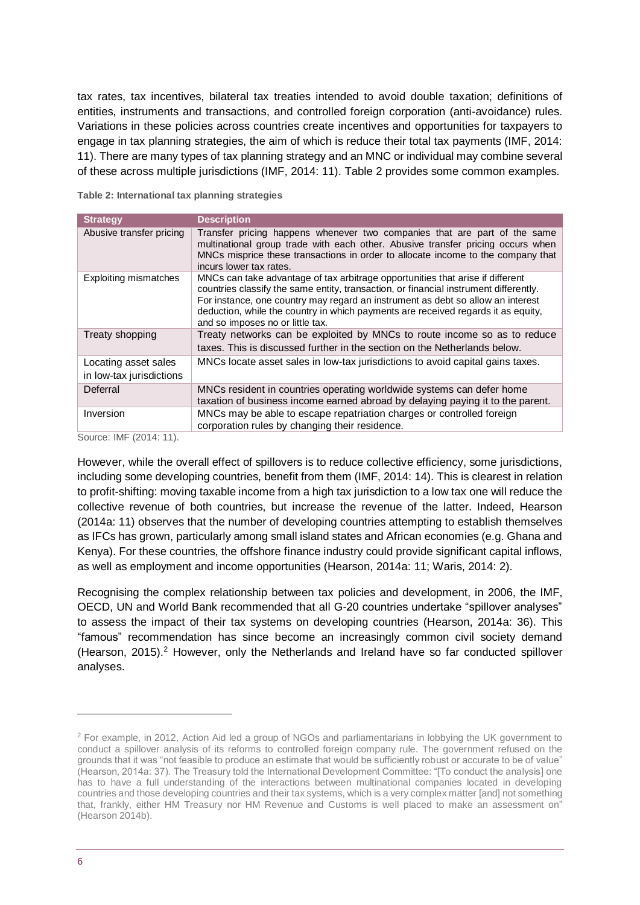tax rates, tax incentives, bilateral tax treaties intended to avoid double taxation; definitions of entities, instruments and transactions, and controlled foreign corporation (anti-avoidance) rules. Variations in these policies across countries create incentives and opportunities for taxpayers to engage in tax planning strategies, the aim of which is reduce their total tax payments (IMF, 2014: 11). There are many types of tax planning strategy and an MNC or individual may combine several of these across multiple jurisdictions (IMF, 2014: 11). Table 2 provides some common examples.

**Table 2: International tax planning strategies**

| Strategy | Description |
|---|---|
| Abusive transfer pricing | Transfer pricing happens whenever two companies that are part of the same multinational group trade with each other. Abusive transfer pricing occurs when MNCs misprice these transactions in order to allocate income to the company that incurs lower tax rates. |
| Exploiting mismatches | MNCs can take advantage of tax arbitrage opportunities that arise if different countries classify the same entity, transaction, or financial instrument differently. For instance, one country may regard an instrument as debt so allow an interest deduction, while the country in which payments are received regards it as equity, and so imposes no or little tax. |
| Treaty shopping | Treaty networks can be exploited by MNCs to route income so as to reduce taxes. This is discussed further in the section on the Netherlands below. |
| Locating asset sales in low-tax jurisdictions | MNCs locate asset sales in low-tax jurisdictions to avoid capital gains taxes. |
| Deferral | MNCs resident in countries operating worldwide systems can defer home taxation of business income earned abroad by delaying paying it to the parent. |
| Inversion | MNCs may be able to escape repatriation charges or controlled foreign corporation rules by changing their residence. |

Source: IMF (2014: 11).

However, while the overall effect of spillovers is to reduce collective efficiency, some jurisdictions, including some developing countries, benefit from them (IMF, 2014: 14). This is clearest in relation to profit-shifting: moving taxable income from a high tax jurisdiction to a low tax one will reduce the collective revenue of both countries, but increase the revenue of the latter. Indeed, Hearson (2014a: 11) observes that the number of developing countries attempting to establish themselves as IFCs has grown, particularly among small island states and African economies (e.g. Ghana and Kenya). For these countries, the offshore finance industry could provide significant capital inflows, as well as employment and income opportunities (Hearson, 2014a: 11; Waris, 2014: 2).

Recognising the complex relationship between tax policies and development, in 2006, the IMF, OECD, UN and World Bank recommended that all G-20 countries undertake "spillover analyses" to assess the impact of their tax systems on developing countries (Hearson, 2014a: 36). This "famous" recommendation has since become an increasingly common civil society demand (Hearson, 2015).[2] However, only the Netherlands and Ireland have so far conducted spillover analyses.

---

[2] For example, in 2012, Action Aid led a group of NGOs and parliamentarians in lobbying the UK government to conduct a spillover analysis of its reforms to controlled foreign company rule. The government refused on the grounds that it was "not feasible to produce an estimate that would be sufficiently robust or accurate to be of value" (Hearson, 2014a: 37). The Treasury told the International Development Committee: "[To conduct the analysis] one has to have a full understanding of the interactions between multinational companies located in developing countries and those developing countries and their tax systems, which is a very complex matter [and] not something that, frankly, either HM Treasury nor HM Revenue and Customs is well placed to make an assessment on" (Hearson 2014b).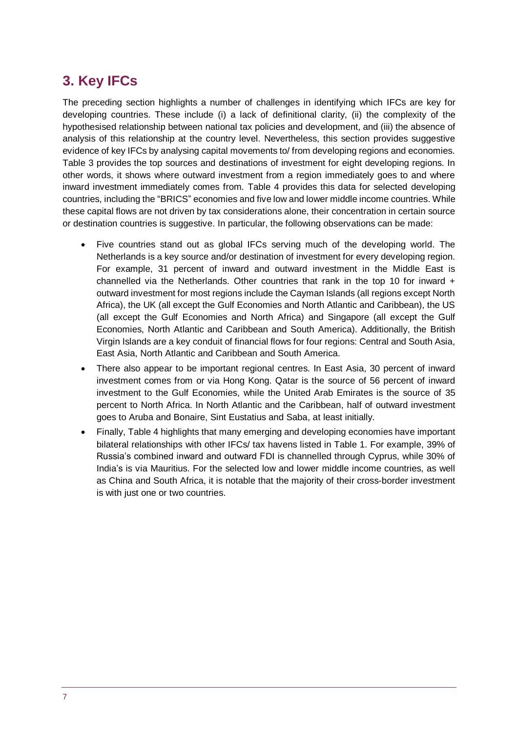## 3. Key IFCs

The preceding section highlights a number of challenges in identifying which IFCs are key for developing countries. These include (i) a lack of definitional clarity, (ii) the complexity of the hypothesised relationship between national tax policies and development, and (iii) the absence of analysis of this relationship at the country level. Nevertheless, this section provides suggestive evidence of key IFCs by analysing capital movements to/ from developing regions and economies. Table 3 provides the top sources and destinations of investment for eight developing regions. In other words, it shows where outward investment from a region immediately goes to and where inward investment immediately comes from. Table 4 provides this data for selected developing countries, including the "BRICS" economies and five low and lower middle income countries. While these capital flows are not driven by tax considerations alone, their concentration in certain source or destination countries is suggestive. In particular, the following observations can be made:

- Five countries stand out as global IFCs serving much of the developing world. The Netherlands is a key source and/or destination of investment for every developing region. For example, 31 percent of inward and outward investment in the Middle East is channelled via the Netherlands. Other countries that rank in the top 10 for inward + outward investment for most regions include the Cayman Islands (all regions except North Africa), the UK (all except the Gulf Economies and North Atlantic and Caribbean), the US (all except the Gulf Economies and North Africa) and Singapore (all except the Gulf Economies, North Atlantic and Caribbean and South America). Additionally, the British Virgin Islands are a key conduit of financial flows for four regions: Central and South Asia, East Asia, North Atlantic and Caribbean and South America.
- There also appear to be important regional centres. In East Asia, 30 percent of inward investment comes from or via Hong Kong. Qatar is the source of 56 percent of inward investment to the Gulf Economies, while the United Arab Emirates is the source of 35 percent to North Africa. In North Atlantic and the Caribbean, half of outward investment goes to Aruba and Bonaire, Sint Eustatius and Saba, at least initially.
- Finally, Table 4 highlights that many emerging and developing economies have important bilateral relationships with other IFCs/ tax havens listed in Table 1. For example, 39% of Russia's combined inward and outward FDI is channelled through Cyprus, while 30% of India's is via Mauritius. For the selected low and lower middle income countries, as well as China and South Africa, it is notable that the majority of their cross-border investment is with just one or two countries.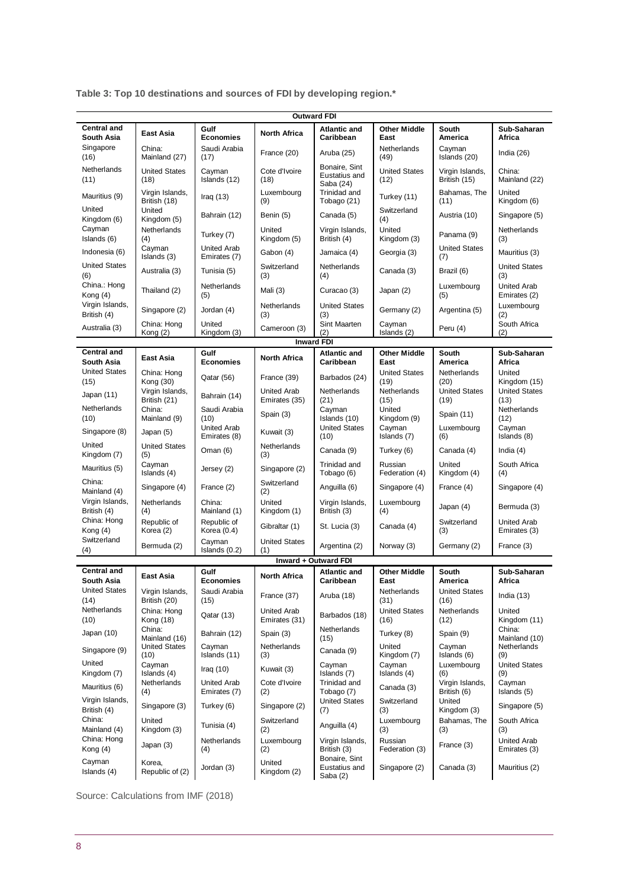**Table 3: Top 10 destinations and sources of FDI by developing region.***

| Central and South Asia | East Asia | Gulf Economies | North Africa | Atlantic and Caribbean | Other Middle East | South America | Sub-Saharan Africa |
|---|---|---|---|---|---|---|---|
| **Outward FDI** | | | | | | | |
| Singapore (16) | China: Mainland (27) | Saudi Arabia (17) | France (20) | Aruba (25) | Netherlands (49) | Cayman Islands (20) | India (26) |
| Netherlands (11) | United States (18) | Cayman Islands (12) | Cote d'Ivoire (18) | Bonaire, Sint Eustatius and Saba (24) | United States (12) | Virgin Islands, British (15) | China: Mainland (22) |
| Mauritius (9) | Virgin Islands, British (18) | Iraq (13) | Luxembourg (9) | Trinidad and Tobago (21) | Turkey (11) | Bahamas, The (11) | United Kingdom (6) |
| United Kingdom (6) | United Kingdom (5) | Bahrain (12) | Benin (5) | Canada (5) | Switzerland (4) | Austria (10) | Singapore (5) |
| Cayman Islands (6) | Netherlands (4) | Turkey (7) | United Kingdom (5) | Virgin Islands, British (4) | United Kingdom (3) | Panama (9) | Netherlands (3) |
| Indonesia (6) | Cayman Islands (3) | United Arab Emirates (7) | Gabon (4) | Jamaica (4) | Georgia (3) | United States (7) | Mauritius (3) |
| United States (6) | Australia (3) | Tunisia (5) | Switzerland (3) | Netherlands (4) | Canada (3) | Brazil (6) | United States (3) |
| China.: Hong Kong (4) | Thailand (2) | Netherlands (5) | Mali (3) | Curacao (3) | Japan (2) | Luxembourg (5) | United Arab Emirates (2) |
| Virgin Islands, British (4) | Singapore (2) | Jordan (4) | Netherlands (3) | United States (3) | Germany (2) | Argentina (5) | Luxembourg (2) |
| Australia (3) | China: Hong Kong (2) | United Kingdom (3) | Cameroon (3) | Sint Maarten (2) | Cayman Islands (2) | Peru (4) | South Africa (2) |
| **Inward FDI** | | | | | | | |
| **Central and South Asia** | **East Asia** | **Gulf Economies** | **North Africa** | **Atlantic and Caribbean** | **Other Middle East** | **South America** | **Sub-Saharan Africa** |
| United States (15) | China: Hong Kong (30) | Qatar (56) | France (39) | Barbados (24) | United States (19) | Netherlands (20) | United Kingdom (15) |
| Japan (11) | Virgin Islands, British (21) | Bahrain (14) | United Arab Emirates (35) | Netherlands (21) | Netherlands (15) | United States (19) | United States (13) |
| Netherlands (10) | China: Mainland (9) | Saudi Arabia (10) | Spain (3) | Cayman Islands (10) | United Kingdom (9) | Spain (11) | Netherlands (12) |
| Singapore (8) | Japan (5) | United Arab Emirates (8) | Kuwait (3) | United States (10) | Cayman Islands (7) | Luxembourg (6) | Cayman Islands (8) |
| United Kingdom (7) | United States (5) | Oman (6) | Netherlands (3) | Canada (9) | Turkey (6) | Canada (4) | India (4) |
| Mauritius (5) | Cayman Islands (4) | Jersey (2) | Singapore (2) | Trinidad and Tobago (6) | Russian Federation (4) | United Kingdom (4) | South Africa (4) |
| China: Mainland (4) | Singapore (4) | France (2) | Switzerland (2) | Anguilla (6) | Singapore (4) | France (4) | Singapore (4) |
| Virgin Islands, British (4) | Netherlands (4) | China: Mainland (1) | United Kingdom (1) | Virgin Islands, British (3) | Luxembourg (4) | Japan (4) | Bermuda (3) |
| China: Hong Kong (4) | Republic of Korea (2) | Republic of Korea (0.4) | Gibraltar (1) | St. Lucia (3) | Canada (4) | Switzerland (3) | United Arab Emirates (3) |
| Switzerland (4) | Bermuda (2) | Cayman Islands (0.2) | United States (1) | Argentina (2) | Norway (3) | Germany (2) | France (3) |
| **Inward + Outward FDI** | | | | | | | |
| **Central and South Asia** | **East Asia** | **Gulf Economies** | **North Africa** | **Atlantic and Caribbean** | **Other Middle East** | **South America** | **Sub-Saharan Africa** |
| United States (14) | Virgin Islands, British (20) | Saudi Arabia (15) | France (37) | Aruba (18) | Netherlands (31) | United States (16) | India (13) |
| Netherlands (10) | China: Hong Kong (18) | Qatar (13) | United Arab Emirates (31) | Barbados (18) | United States (16) | Netherlands (12) | United Kingdom (11) |
| Japan (10) | China: Mainland (16) | Bahrain (12) | Spain (3) | Netherlands (15) | Turkey (8) | Spain (9) | China: Mainland (10) |
| Singapore (9) | United States (10) | Cayman Islands (11) | Netherlands (3) | Canada (9) | United Kingdom (7) | Cayman Islands (6) | Netherlands (9) |
| United Kingdom (7) | Cayman Islands (4) | Iraq (10) | Kuwait (3) | Cayman Islands (7) | Cayman Islands (4) | Luxembourg (6) | United States (9) |
| Mauritius (6) | Netherlands (4) | United Arab Emirates (7) | Cote d'Ivoire (2) | Trinidad and Tobago (7) | Canada (3) | Virgin Islands, British (6) | Cayman Islands (5) |
| Virgin Islands, British (4) | Singapore (3) | Turkey (6) | Singapore (2) | United States (7) | Switzerland (3) | United Kingdom (3) | Singapore (5) |
| China: Mainland (4) | United Kingdom (3) | Tunisia (4) | Switzerland (2) | Anguilla (4) | Luxembourg (3) | Bahamas, The (3) | South Africa (3) |
| China: Hong Kong (4) | Japan (3) | Netherlands (4) | Luxembourg (2) | Virgin Islands, British (3) | Russian Federation (3) | France (3) | United Arab Emirates (3) |
| Cayman Islands (4) | Korea, Republic of (2) | Jordan (3) | United Kingdom (2) | Bonaire, Sint Eustatius and Saba (2) | Singapore (2) | Canada (3) | Mauritius (2) |

Source: Calculations from IMF (2018)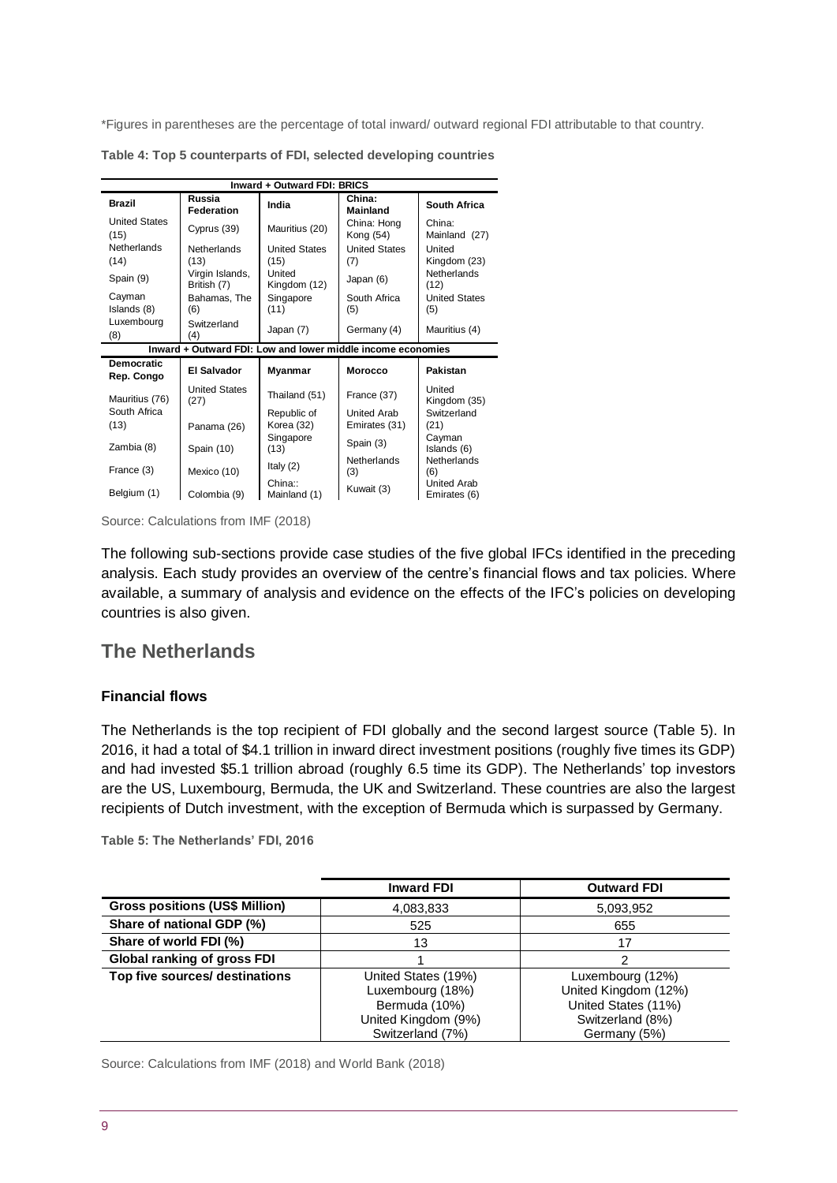*Figures in parentheses are the percentage of total inward/ outward regional FDI attributable to that country.

**Table 4: Top 5 counterparts of FDI, selected developing countries**

| Inward + Outward FDI: BRICS | | | | |
|---|---|---|---|---|
| **Brazil** | **Russia Federation** | **India** | **China: Mainland** | **South Africa** |
| United States (15) | Cyprus (39) | Mauritius (20) | China: Hong Kong (54) | China: Mainland (27) |
| Netherlands (14) | Netherlands (13) | United States (15) | United States (7) | United Kingdom (23) |
| Spain (9) | Virgin Islands, British (7) | United Kingdom (12) | Japan (6) | Netherlands (12) |
| Cayman Islands (8) | Bahamas, The (6) | Singapore (11) | South Africa (5) | United States (5) |
| Luxembourg (8) | Switzerland (4) | Japan (7) | Germany (4) | Mauritius (4) |
| **Inward + Outward FDI: Low and lower middle income economies** | | | | |
| **Democratic Rep. Congo** | **El Salvador** | **Myanmar** | **Morocco** | **Pakistan** |
| Mauritius (76) | United States (27) | Thailand (51) | France (37) | United Kingdom (35) |
| South Africa (13) | Panama (26) | Republic of Korea (32) | United Arab Emirates (31) | Switzerland (21) |
| Zambia (8) | Spain (10) | Singapore (13) | Spain (3) | Cayman Islands (6) |
| France (3) | Mexico (10) | Italy (2) | Netherlands (3) | Netherlands (6) |
| Belgium (1) | Colombia (9) | China:: Mainland (1) | Kuwait (3) | United Arab Emirates (6) |

Source: Calculations from IMF (2018)

The following sub-sections provide case studies of the five global IFCs identified in the preceding analysis. Each study provides an overview of the centre's financial flows and tax policies. Where available, a summary of analysis and evidence on the effects of the IFC's policies on developing countries is also given.

## The Netherlands

### Financial flows

The Netherlands is the top recipient of FDI globally and the second largest source (Table 5). In 2016, it had a total of $4.1 trillion in inward direct investment positions (roughly five times its GDP) and had invested $5.1 trillion abroad (roughly 6.5 time its GDP). The Netherlands' top investors are the US, Luxembourg, Bermuda, the UK and Switzerland. These countries are also the largest recipients of Dutch investment, with the exception of Bermuda which is surpassed by Germany.

**Table 5: The Netherlands' FDI, 2016**

| | **Inward FDI** | **Outward FDI** |
|---|---|---|
| **Gross positions (US$ Million)** | 4,083,833 | 5,093,952 |
| **Share of national GDP (%)** | 525 | 655 |
| **Share of world FDI (%)** | 13 | 17 |
| **Global ranking of gross FDI** | 1 | 2 |
| **Top five sources/ destinations** | United States (19%)<br>Luxembourg (18%)<br>Bermuda (10%)<br>United Kingdom (9%)<br>Switzerland (7%) | Luxembourg (12%)<br>United Kingdom (12%)<br>United States (11%)<br>Switzerland (8%)<br>Germany (5%) |

Source: Calculations from IMF (2018) and World Bank (2018)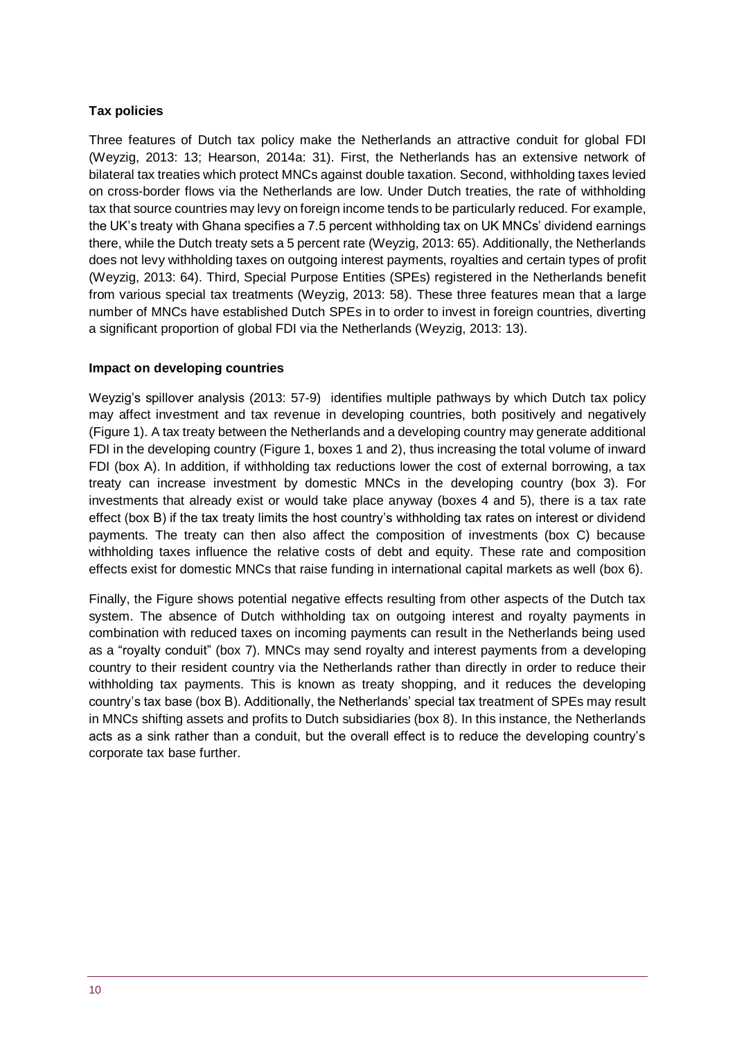**Tax policies**

Three features of Dutch tax policy make the Netherlands an attractive conduit for global FDI (Weyzig, 2013: 13; Hearson, 2014a: 31). First, the Netherlands has an extensive network of bilateral tax treaties which protect MNCs against double taxation. Second, withholding taxes levied on cross-border flows via the Netherlands are low. Under Dutch treaties, the rate of withholding tax that source countries may levy on foreign income tends to be particularly reduced. For example, the UK's treaty with Ghana specifies a 7.5 percent withholding tax on UK MNCs' dividend earnings there, while the Dutch treaty sets a 5 percent rate (Weyzig, 2013: 65). Additionally, the Netherlands does not levy withholding taxes on outgoing interest payments, royalties and certain types of profit (Weyzig, 2013: 64). Third, Special Purpose Entities (SPEs) registered in the Netherlands benefit from various special tax treatments (Weyzig, 2013: 58). These three features mean that a large number of MNCs have established Dutch SPEs in to order to invest in foreign countries, diverting a significant proportion of global FDI via the Netherlands (Weyzig, 2013: 13).

**Impact on developing countries**

Weyzig's spillover analysis (2013: 57-9) identifies multiple pathways by which Dutch tax policy may affect investment and tax revenue in developing countries, both positively and negatively (Figure 1). A tax treaty between the Netherlands and a developing country may generate additional FDI in the developing country (Figure 1, boxes 1 and 2), thus increasing the total volume of inward FDI (box A). In addition, if withholding tax reductions lower the cost of external borrowing, a tax treaty can increase investment by domestic MNCs in the developing country (box 3). For investments that already exist or would take place anyway (boxes 4 and 5), there is a tax rate effect (box B) if the tax treaty limits the host country's withholding tax rates on interest or dividend payments. The treaty can then also affect the composition of investments (box C) because withholding taxes influence the relative costs of debt and equity. These rate and composition effects exist for domestic MNCs that raise funding in international capital markets as well (box 6).

Finally, the Figure shows potential negative effects resulting from other aspects of the Dutch tax system. The absence of Dutch withholding tax on outgoing interest and royalty payments in combination with reduced taxes on incoming payments can result in the Netherlands being used as a "royalty conduit" (box 7). MNCs may send royalty and interest payments from a developing country to their resident country via the Netherlands rather than directly in order to reduce their withholding tax payments. This is known as treaty shopping, and it reduces the developing country's tax base (box B). Additionally, the Netherlands' special tax treatment of SPEs may result in MNCs shifting assets and profits to Dutch subsidiaries (box 8). In this instance, the Netherlands acts as a sink rather than a conduit, but the overall effect is to reduce the developing country's corporate tax base further.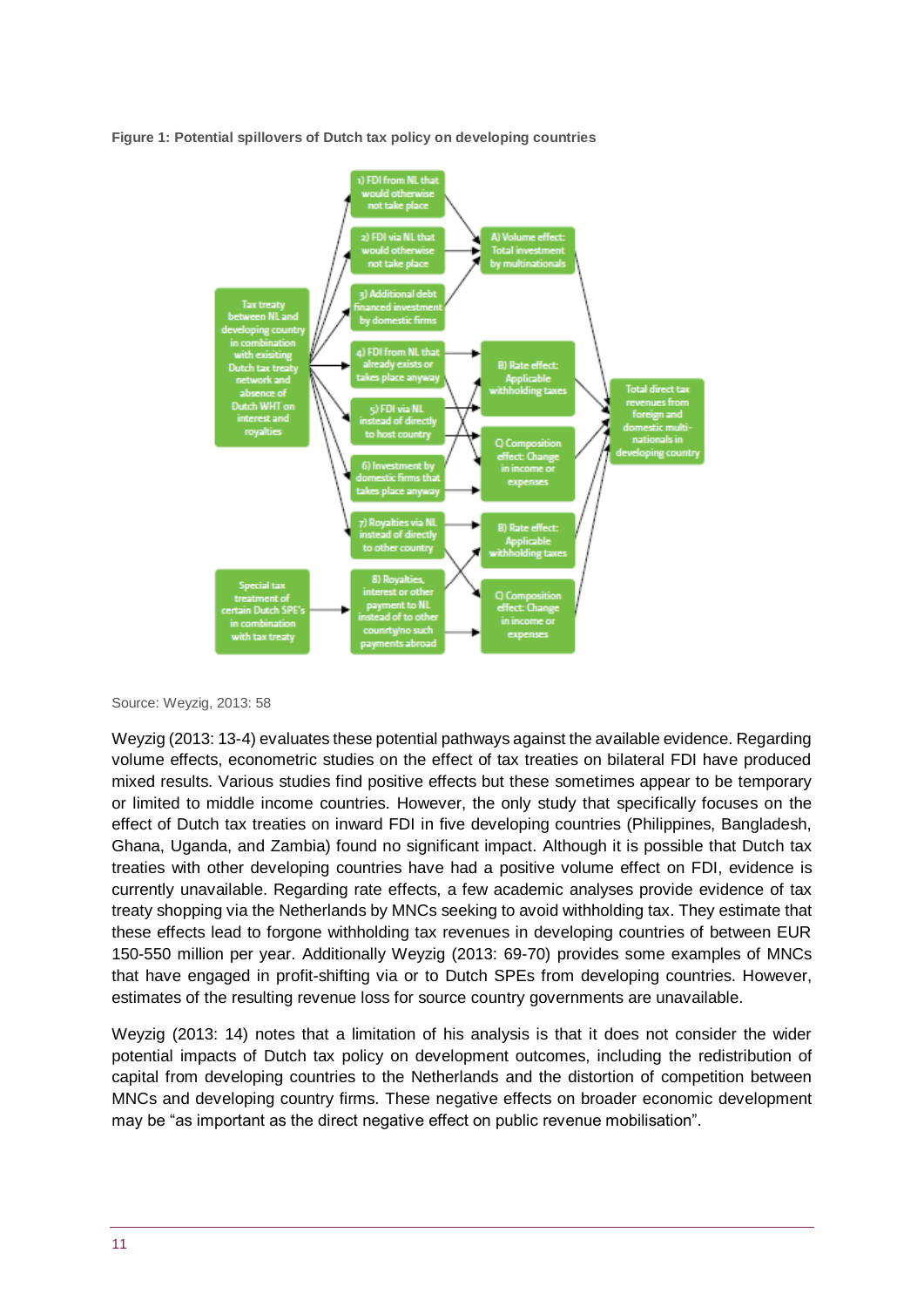**Figure 1: Potential spillovers of Dutch tax policy on developing countries**

Source: Weyzig, 2013: 58

Weyzig (2013: 13-4) evaluates these potential pathways against the available evidence. Regarding volume effects, econometric studies on the effect of tax treaties on bilateral FDI have produced mixed results. Various studies find positive effects but these sometimes appear to be temporary or limited to middle income countries. However, the only study that specifically focuses on the effect of Dutch tax treaties on inward FDI in five developing countries (Philippines, Bangladesh, Ghana, Uganda, and Zambia) found no significant impact. Although it is possible that Dutch tax treaties with other developing countries have had a positive volume effect on FDI, evidence is currently unavailable. Regarding rate effects, a few academic analyses provide evidence of tax treaty shopping via the Netherlands by MNCs seeking to avoid withholding tax. They estimate that these effects lead to forgone withholding tax revenues in developing countries of between EUR 150-550 million per year. Additionally Weyzig (2013: 69-70) provides some examples of MNCs that have engaged in profit-shifting via or to Dutch SPEs from developing countries. However, estimates of the resulting revenue loss for source country governments are unavailable.

Weyzig (2013: 14) notes that a limitation of his analysis is that it does not consider the wider potential impacts of Dutch tax policy on development outcomes, including the redistribution of capital from developing countries to the Netherlands and the distortion of competition between MNCs and developing country firms. These negative effects on broader economic development may be "as important as the direct negative effect on public revenue mobilisation".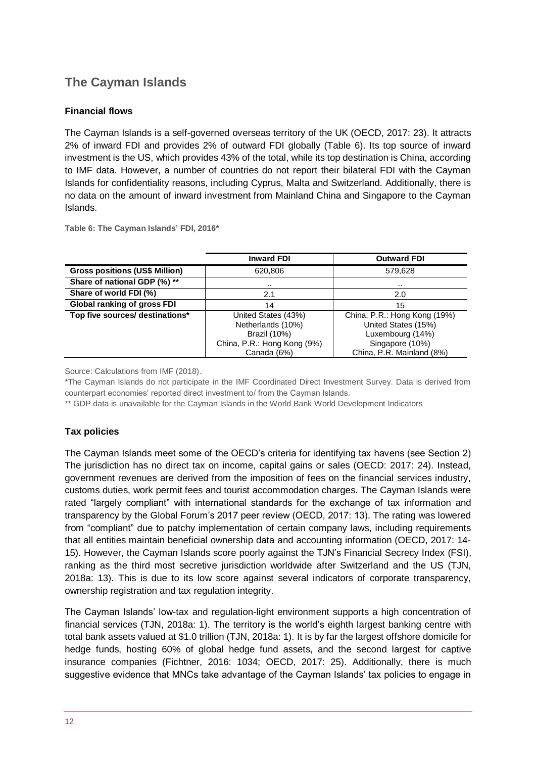## The Cayman Islands

### Financial flows

The Cayman Islands is a self-governed overseas territory of the UK (OECD, 2017: 23). It attracts 2% of inward FDI and provides 2% of outward FDI globally (Table 6). Its top source of inward investment is the US, which provides 43% of the total, while its top destination is China, according to IMF data. However, a number of countries do not report their bilateral FDI with the Cayman Islands for confidentiality reasons, including Cyprus, Malta and Switzerland. Additionally, there is no data on the amount of inward investment from Mainland China and Singapore to the Cayman Islands.

**Table 6: The Cayman Islands' FDI, 2016***

| | Inward FDI | Outward FDI |
|---|---|---|
| **Gross positions (US$ Million)** | 620,806 | 579,628 |
| **Share of national GDP (%) **** | .. | .. |
| **Share of world FDI (%)** | 2.1 | 2.0 |
| **Global ranking of gross FDI** | 14 | 15 |
| **Top five sources/ destinations*** | United States (43%)<br>Netherlands (10%)<br>Brazil (10%)<br>China, P.R.: Hong Kong (9%)<br>Canada (6%) | China, P.R.: Hong Kong (19%)<br>United States (15%)<br>Luxembourg (14%)<br>Singapore (10%)<br>China, P.R. Mainland (8%) |

Source: Calculations from IMF (2018).

*The Cayman Islands do not participate in the IMF Coordinated Direct Investment Survey. Data is derived from counterpart economies' reported direct investment to/ from the Cayman Islands.

** GDP data is unavailable for the Cayman Islands in the World Bank World Development Indicators

### Tax policies

The Cayman Islands meet some of the OECD's criteria for identifying tax havens (see Section 2) The jurisdiction has no direct tax on income, capital gains or sales (OECD: 2017: 24). Instead, government revenues are derived from the imposition of fees on the financial services industry, customs duties, work permit fees and tourist accommodation charges. The Cayman Islands were rated "largely compliant" with international standards for the exchange of tax information and transparency by the Global Forum's 2017 peer review (OECD, 2017: 13). The rating was lowered from "compliant" due to patchy implementation of certain company laws, including requirements that all entities maintain beneficial ownership data and accounting information (OECD, 2017: 14-15). However, the Cayman Islands score poorly against the TJN's Financial Secrecy Index (FSI), ranking as the third most secretive jurisdiction worldwide after Switzerland and the US (TJN, 2018a: 13). This is due to its low score against several indicators of corporate transparency, ownership registration and tax regulation integrity.

The Cayman Islands' low-tax and regulation-light environment supports a high concentration of financial services (TJN, 2018a: 1). The territory is the world's eighth largest banking centre with total bank assets valued at $1.0 trillion (TJN, 2018a: 1). It is by far the largest offshore domicile for hedge funds, hosting 60% of global hedge fund assets, and the second largest for captive insurance companies (Fichtner, 2016: 1034; OECD, 2017: 25). Additionally, there is much suggestive evidence that MNCs take advantage of the Cayman Islands' tax policies to engage in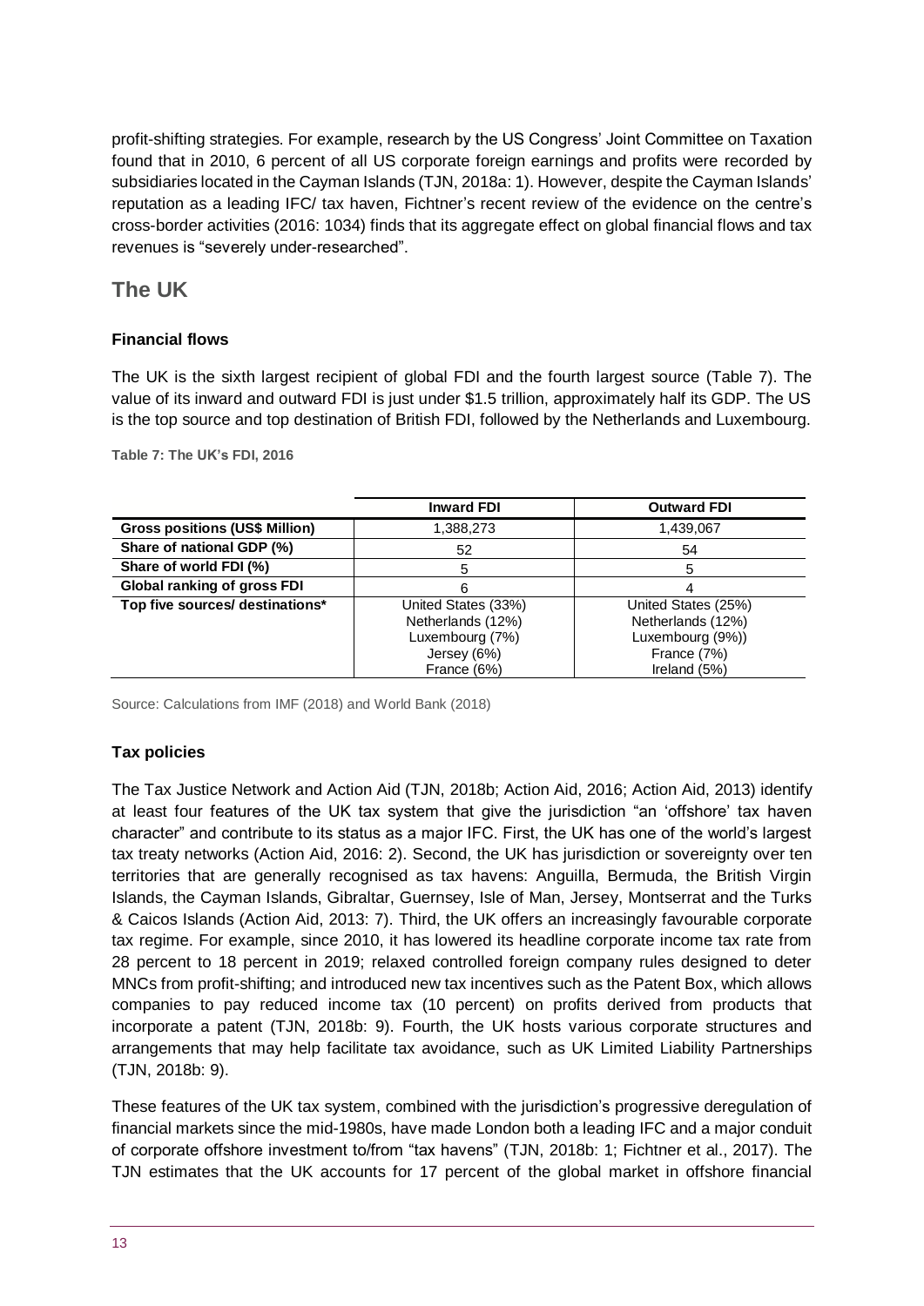profit-shifting strategies. For example, research by the US Congress' Joint Committee on Taxation found that in 2010, 6 percent of all US corporate foreign earnings and profits were recorded by subsidiaries located in the Cayman Islands (TJN, 2018a: 1). However, despite the Cayman Islands' reputation as a leading IFC/ tax haven, Fichtner's recent review of the evidence on the centre's cross-border activities (2016: 1034) finds that its aggregate effect on global financial flows and tax revenues is "severely under-researched".

## The UK

### Financial flows

The UK is the sixth largest recipient of global FDI and the fourth largest source (Table 7). The value of its inward and outward FDI is just under $1.5 trillion, approximately half its GDP. The US is the top source and top destination of British FDI, followed by the Netherlands and Luxembourg.

**Table 7: The UK's FDI, 2016**

| | Inward FDI | Outward FDI |
|---|---|---|
| **Gross positions (US$ Million)** | 1,388,273 | 1,439,067 |
| **Share of national GDP (%)** | 52 | 54 |
| **Share of world FDI (%)** | 5 | 5 |
| **Global ranking of gross FDI** | 6 | 4 |
| **Top five sources/ destinations*** | United States (33%)<br>Netherlands (12%)<br>Luxembourg (7%)<br>Jersey (6%)<br>France (6%) | United States (25%)<br>Netherlands (12%)<br>Luxembourg (9%))<br>France (7%)<br>Ireland (5%) |

Source: Calculations from IMF (2018) and World Bank (2018)

### Tax policies

The Tax Justice Network and Action Aid (TJN, 2018b; Action Aid, 2016; Action Aid, 2013) identify at least four features of the UK tax system that give the jurisdiction "an 'offshore' tax haven character" and contribute to its status as a major IFC. First, the UK has one of the world's largest tax treaty networks (Action Aid, 2016: 2). Second, the UK has jurisdiction or sovereignty over ten territories that are generally recognised as tax havens: Anguilla, Bermuda, the British Virgin Islands, the Cayman Islands, Gibraltar, Guernsey, Isle of Man, Jersey, Montserrat and the Turks & Caicos Islands (Action Aid, 2013: 7). Third, the UK offers an increasingly favourable corporate tax regime. For example, since 2010, it has lowered its headline corporate income tax rate from 28 percent to 18 percent in 2019; relaxed controlled foreign company rules designed to deter MNCs from profit-shifting; and introduced new tax incentives such as the Patent Box, which allows companies to pay reduced income tax (10 percent) on profits derived from products that incorporate a patent (TJN, 2018b: 9). Fourth, the UK hosts various corporate structures and arrangements that may help facilitate tax avoidance, such as UK Limited Liability Partnerships (TJN, 2018b: 9).

These features of the UK tax system, combined with the jurisdiction's progressive deregulation of financial markets since the mid-1980s, have made London both a leading IFC and a major conduit of corporate offshore investment to/from "tax havens" (TJN, 2018b: 1; Fichtner et al., 2017). The TJN estimates that the UK accounts for 17 percent of the global market in offshore financial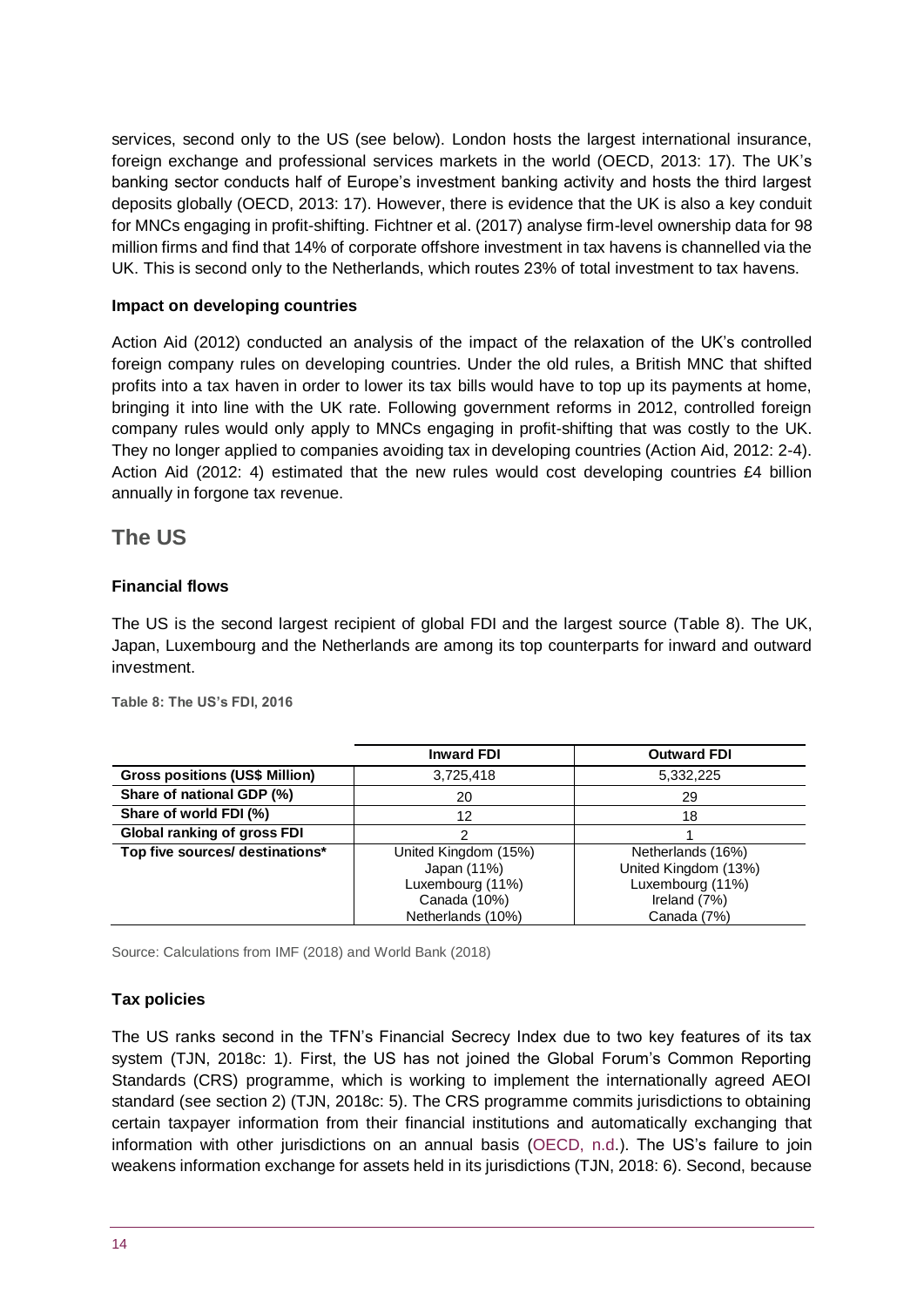services, second only to the US (see below). London hosts the largest international insurance, foreign exchange and professional services markets in the world (OECD, 2013: 17). The UK's banking sector conducts half of Europe's investment banking activity and hosts the third largest deposits globally (OECD, 2013: 17). However, there is evidence that the UK is also a key conduit for MNCs engaging in profit-shifting. Fichtner et al. (2017) analyse firm-level ownership data for 98 million firms and find that 14% of corporate offshore investment in tax havens is channelled via the UK. This is second only to the Netherlands, which routes 23% of total investment to tax havens.

**Impact on developing countries**

Action Aid (2012) conducted an analysis of the impact of the relaxation of the UK's controlled foreign company rules on developing countries. Under the old rules, a British MNC that shifted profits into a tax haven in order to lower its tax bills would have to top up its payments at home, bringing it into line with the UK rate. Following government reforms in 2012, controlled foreign company rules would only apply to MNCs engaging in profit-shifting that was costly to the UK. They no longer applied to companies avoiding tax in developing countries (Action Aid, 2012: 2-4). Action Aid (2012: 4) estimated that the new rules would cost developing countries £4 billion annually in forgone tax revenue.

## The US

**Financial flows**

The US is the second largest recipient of global FDI and the largest source (Table 8). The UK, Japan, Luxembourg and the Netherlands are among its top counterparts for inward and outward investment.

Table 8: The US's FDI, 2016

| | Inward FDI | Outward FDI |
|---|---|---|
| **Gross positions (US$ Million)** | 3,725,418 | 5,332,225 |
| **Share of national GDP (%)** | 20 | 29 |
| **Share of world FDI (%)** | 12 | 18 |
| **Global ranking of gross FDI** | 2 | 1 |
| **Top five sources/ destinations*** | United Kingdom (15%)<br>Japan (11%)<br>Luxembourg (11%)<br>Canada (10%)<br>Netherlands (10%) | Netherlands (16%)<br>United Kingdom (13%)<br>Luxembourg (11%)<br>Ireland (7%)<br>Canada (7%) |

Source: Calculations from IMF (2018) and World Bank (2018)

**Tax policies**

The US ranks second in the TFN's Financial Secrecy Index due to two key features of its tax system (TJN, 2018c: 1). First, the US has not joined the Global Forum's Common Reporting Standards (CRS) programme, which is working to implement the internationally agreed AEOI standard (see section 2) (TJN, 2018c: 5). The CRS programme commits jurisdictions to obtaining certain taxpayer information from their financial institutions and automatically exchanging that information with other jurisdictions on an annual basis (OECD, n.d.). The US's failure to join weakens information exchange for assets held in its jurisdictions (TJN, 2018: 6). Second, because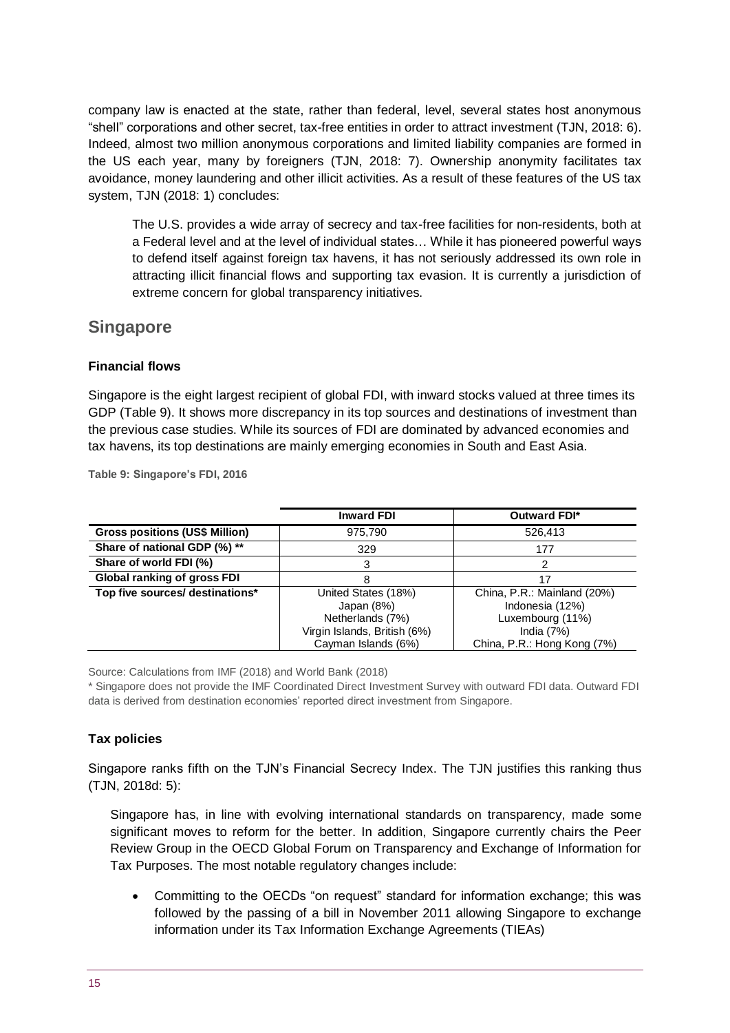company law is enacted at the state, rather than federal, level, several states host anonymous "shell" corporations and other secret, tax-free entities in order to attract investment (TJN, 2018: 6). Indeed, almost two million anonymous corporations and limited liability companies are formed in the US each year, many by foreigners (TJN, 2018: 7). Ownership anonymity facilitates tax avoidance, money laundering and other illicit activities. As a result of these features of the US tax system, TJN (2018: 1) concludes:

> The U.S. provides a wide array of secrecy and tax-free facilities for non-residents, both at a Federal level and at the level of individual states… While it has pioneered powerful ways to defend itself against foreign tax havens, it has not seriously addressed its own role in attracting illicit financial flows and supporting tax evasion. It is currently a jurisdiction of extreme concern for global transparency initiatives.

## Singapore

### Financial flows

Singapore is the eight largest recipient of global FDI, with inward stocks valued at three times its GDP (Table 9). It shows more discrepancy in its top sources and destinations of investment than the previous case studies. While its sources of FDI are dominated by advanced economies and tax havens, its top destinations are mainly emerging economies in South and East Asia.

**Table 9: Singapore's FDI, 2016**

| | Inward FDI | Outward FDI* |
|---|---|---|
| **Gross positions (US$ Million)** | 975,790 | 526,413 |
| **Share of national GDP (%) \*\*** | 329 | 177 |
| **Share of world FDI (%)** | 3 | 2 |
| **Global ranking of gross FDI** | 8 | 17 |
| **Top five sources/ destinations*** | United States (18%)<br>Japan (8%)<br>Netherlands (7%)<br>Virgin Islands, British (6%)<br>Cayman Islands (6%) | China, P.R.: Mainland (20%)<br>Indonesia (12%)<br>Luxembourg (11%)<br>India (7%)<br>China, P.R.: Hong Kong (7%) |

Source: Calculations from IMF (2018) and World Bank (2018)

\* Singapore does not provide the IMF Coordinated Direct Investment Survey with outward FDI data. Outward FDI data is derived from destination economies' reported direct investment from Singapore.

### Tax policies

Singapore ranks fifth on the TJN's Financial Secrecy Index. The TJN justifies this ranking thus (TJN, 2018d: 5):

> Singapore has, in line with evolving international standards on transparency, made some significant moves to reform for the better. In addition, Singapore currently chairs the Peer Review Group in the OECD Global Forum on Transparency and Exchange of Information for Tax Purposes. The most notable regulatory changes include:
>
> - Committing to the OECDs "on request" standard for information exchange; this was followed by the passing of a bill in November 2011 allowing Singapore to exchange information under its Tax Information Exchange Agreements (TIEAs)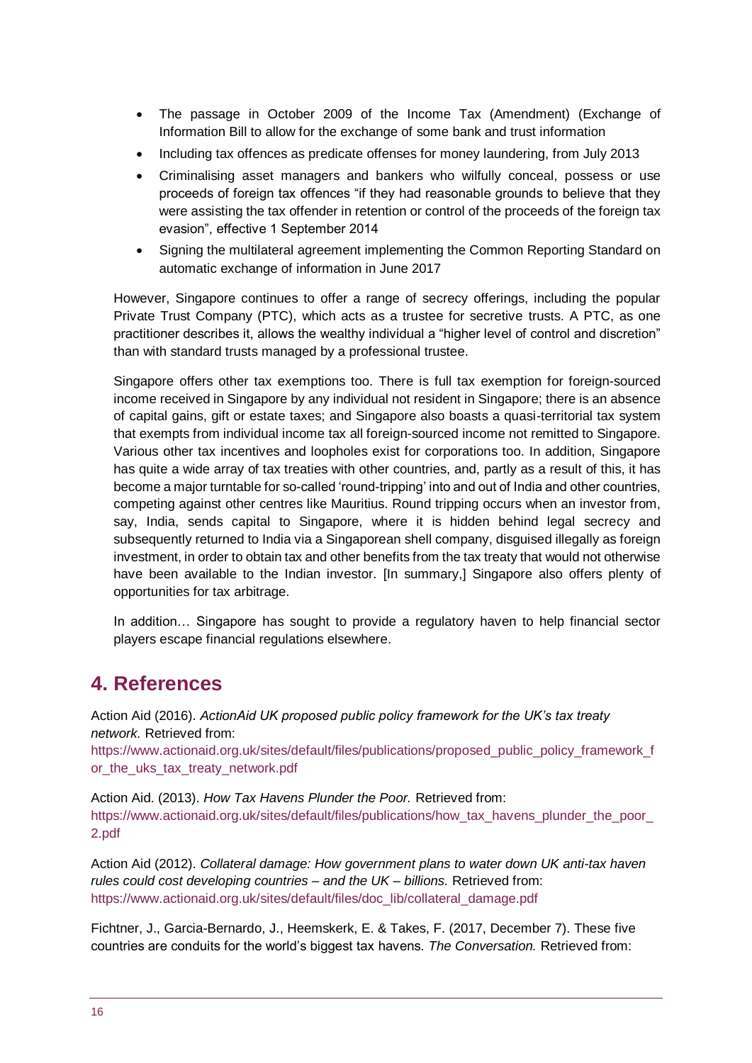- The passage in October 2009 of the Income Tax (Amendment) (Exchange of Information Bill to allow for the exchange of some bank and trust information
- Including tax offences as predicate offenses for money laundering, from July 2013
- Criminalising asset managers and bankers who wilfully conceal, possess or use proceeds of foreign tax offences "if they had reasonable grounds to believe that they were assisting the tax offender in retention or control of the proceeds of the foreign tax evasion", effective 1 September 2014
- Signing the multilateral agreement implementing the Common Reporting Standard on automatic exchange of information in June 2017

However, Singapore continues to offer a range of secrecy offerings, including the popular Private Trust Company (PTC), which acts as a trustee for secretive trusts. A PTC, as one practitioner describes it, allows the wealthy individual a "higher level of control and discretion" than with standard trusts managed by a professional trustee.

Singapore offers other tax exemptions too. There is full tax exemption for foreign-sourced income received in Singapore by any individual not resident in Singapore; there is an absence of capital gains, gift or estate taxes; and Singapore also boasts a quasi-territorial tax system that exempts from individual income tax all foreign-sourced income not remitted to Singapore. Various other tax incentives and loopholes exist for corporations too. In addition, Singapore has quite a wide array of tax treaties with other countries, and, partly as a result of this, it has become a major turntable for so-called 'round-tripping' into and out of India and other countries, competing against other centres like Mauritius. Round tripping occurs when an investor from, say, India, sends capital to Singapore, where it is hidden behind legal secrecy and subsequently returned to India via a Singaporean shell company, disguised illegally as foreign investment, in order to obtain tax and other benefits from the tax treaty that would not otherwise have been available to the Indian investor. [In summary,] Singapore also offers plenty of opportunities for tax arbitrage.

In addition… Singapore has sought to provide a regulatory haven to help financial sector players escape financial regulations elsewhere.

## 4. References

Action Aid (2016). *ActionAid UK proposed public policy framework for the UK's tax treaty network.* Retrieved from: https://www.actionaid.org.uk/sites/default/files/publications/proposed_public_policy_framework_for_the_uks_tax_treaty_network.pdf

Action Aid. (2013). *How Tax Havens Plunder the Poor.* Retrieved from: https://www.actionaid.org.uk/sites/default/files/publications/how_tax_havens_plunder_the_poor_2.pdf

Action Aid (2012). *Collateral damage: How government plans to water down UK anti-tax haven rules could cost developing countries – and the UK – billions.* Retrieved from: https://www.actionaid.org.uk/sites/default/files/doc_lib/collateral_damage.pdf

Fichtner, J., Garcia-Bernardo, J., Heemskerk, E. & Takes, F. (2017, December 7). These five countries are conduits for the world's biggest tax havens. *The Conversation.* Retrieved from: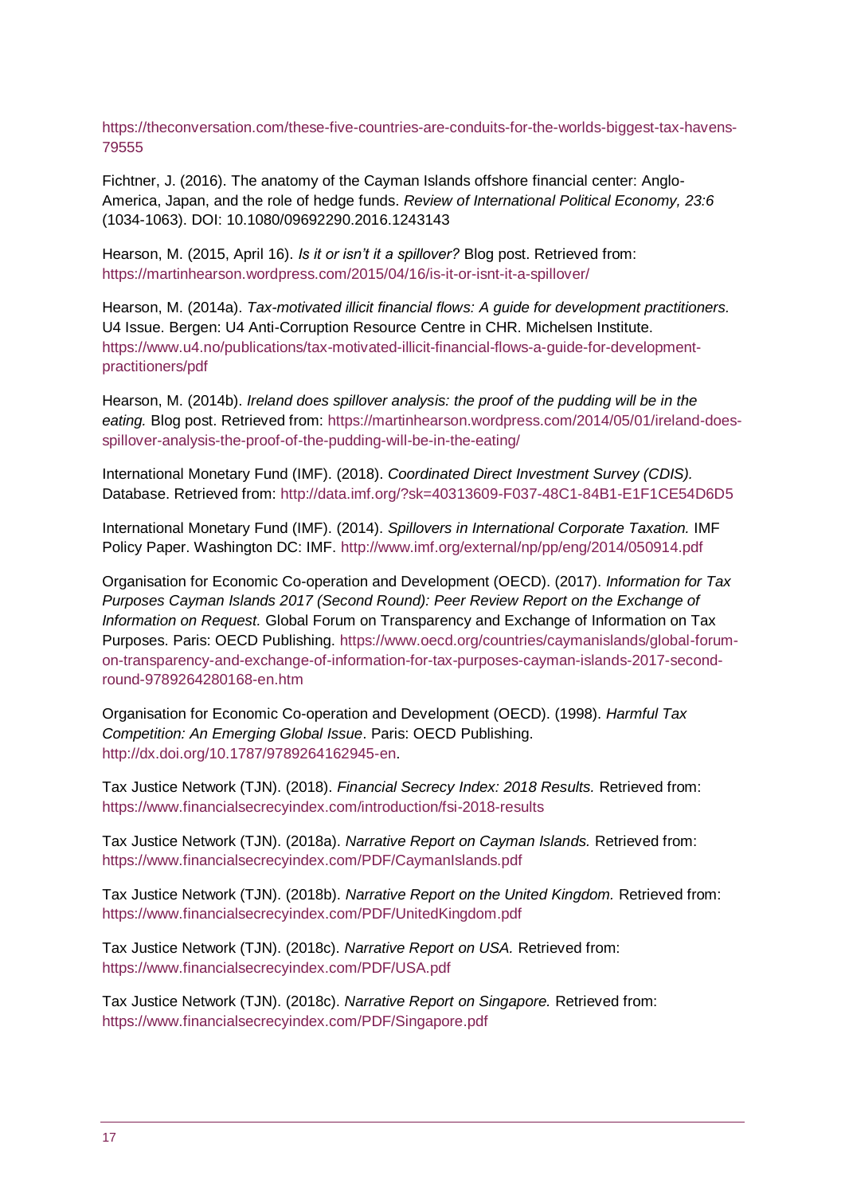https://theconversation.com/these-five-countries-are-conduits-for-the-worlds-biggest-tax-havens-79555

Fichtner, J. (2016). The anatomy of the Cayman Islands offshore financial center: Anglo-America, Japan, and the role of hedge funds. *Review of International Political Economy, 23:6* (1034-1063). DOI: 10.1080/09692290.2016.1243143

Hearson, M. (2015, April 16). *Is it or isn't it a spillover?* Blog post. Retrieved from: https://martinhearson.wordpress.com/2015/04/16/is-it-or-isnt-it-a-spillover/

Hearson, M. (2014a). *Tax-motivated illicit financial flows: A guide for development practitioners.* U4 Issue. Bergen: U4 Anti-Corruption Resource Centre in CHR. Michelsen Institute. https://www.u4.no/publications/tax-motivated-illicit-financial-flows-a-guide-for-development-practitioners/pdf

Hearson, M. (2014b). *Ireland does spillover analysis: the proof of the pudding will be in the eating.* Blog post. Retrieved from: https://martinhearson.wordpress.com/2014/05/01/ireland-does-spillover-analysis-the-proof-of-the-pudding-will-be-in-the-eating/

International Monetary Fund (IMF). (2018). *Coordinated Direct Investment Survey (CDIS).* Database. Retrieved from: http://data.imf.org/?sk=40313609-F037-48C1-84B1-E1F1CE54D6D5

International Monetary Fund (IMF). (2014). *Spillovers in International Corporate Taxation.* IMF Policy Paper. Washington DC: IMF. http://www.imf.org/external/np/pp/eng/2014/050914.pdf

Organisation for Economic Co-operation and Development (OECD). (2017). *Information for Tax Purposes Cayman Islands 2017 (Second Round): Peer Review Report on the Exchange of Information on Request.* Global Forum on Transparency and Exchange of Information on Tax Purposes. Paris: OECD Publishing. https://www.oecd.org/countries/caymanislands/global-forum-on-transparency-and-exchange-of-information-for-tax-purposes-cayman-islands-2017-second-round-9789264280168-en.htm

Organisation for Economic Co-operation and Development (OECD). (1998). *Harmful Tax Competition: An Emerging Global Issue*. Paris: OECD Publishing. http://dx.doi.org/10.1787/9789264162945-en.

Tax Justice Network (TJN). (2018). *Financial Secrecy Index: 2018 Results.* Retrieved from: https://www.financialsecrecyindex.com/introduction/fsi-2018-results

Tax Justice Network (TJN). (2018a). *Narrative Report on Cayman Islands.* Retrieved from: https://www.financialsecrecyindex.com/PDF/CaymanIslands.pdf

Tax Justice Network (TJN). (2018b). *Narrative Report on the United Kingdom.* Retrieved from: https://www.financialsecrecyindex.com/PDF/UnitedKingdom.pdf

Tax Justice Network (TJN). (2018c). *Narrative Report on USA.* Retrieved from: https://www.financialsecrecyindex.com/PDF/USA.pdf

Tax Justice Network (TJN). (2018c). *Narrative Report on Singapore.* Retrieved from: https://www.financialsecrecyindex.com/PDF/Singapore.pdf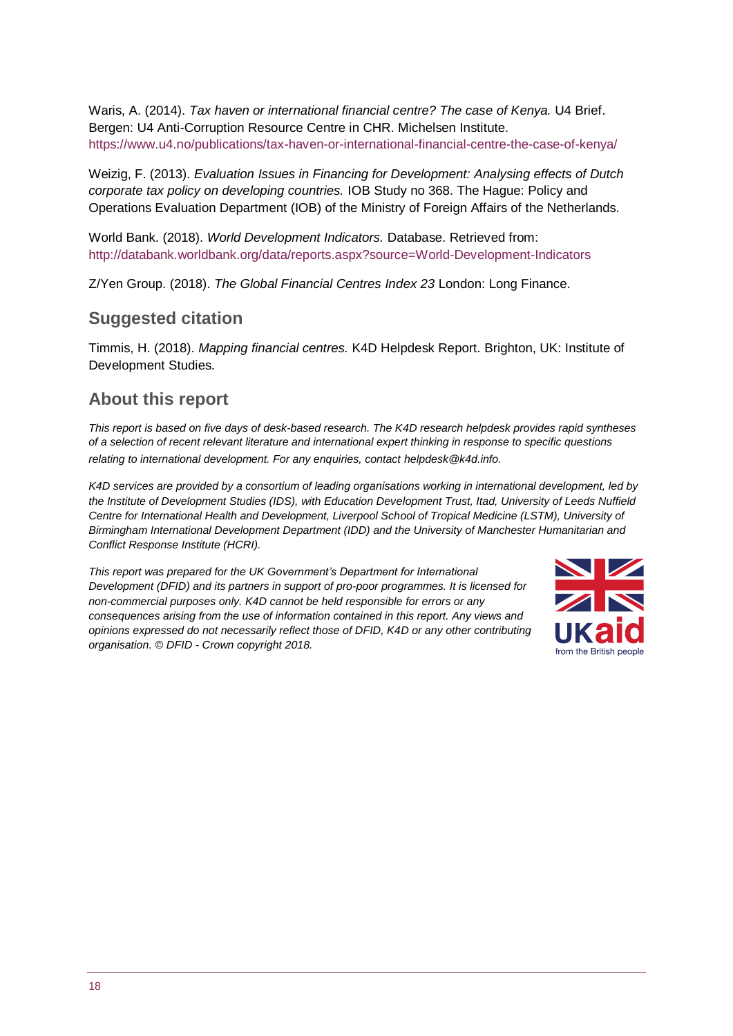Waris, A. (2014). *Tax haven or international financial centre? The case of Kenya.* U4 Brief. Bergen: U4 Anti-Corruption Resource Centre in CHR. Michelsen Institute. https://www.u4.no/publications/tax-haven-or-international-financial-centre-the-case-of-kenya/

Weizig, F. (2013). *Evaluation Issues in Financing for Development: Analysing effects of Dutch corporate tax policy on developing countries.* IOB Study no 368. The Hague: Policy and Operations Evaluation Department (IOB) of the Ministry of Foreign Affairs of the Netherlands.

World Bank. (2018). *World Development Indicators.* Database. Retrieved from: http://databank.worldbank.org/data/reports.aspx?source=World-Development-Indicators

Z/Yen Group. (2018). *The Global Financial Centres Index 23* London: Long Finance.

## Suggested citation

Timmis, H. (2018). *Mapping financial centres.* K4D Helpdesk Report. Brighton, UK: Institute of Development Studies.

## About this report

*This report is based on five days of desk-based research. The K4D research helpdesk provides rapid syntheses of a selection of recent relevant literature and international expert thinking in response to specific questions relating to international development. For any enquiries, contact helpdesk@k4d.info.*

*K4D services are provided by a consortium of leading organisations working in international development, led by the Institute of Development Studies (IDS), with Education Development Trust, Itad, University of Leeds Nuffield Centre for International Health and Development, Liverpool School of Tropical Medicine (LSTM), University of Birmingham International Development Department (IDD) and the University of Manchester Humanitarian and Conflict Response Institute (HCRI).*

*This report was prepared for the UK Government's Department for International Development (DFID) and its partners in support of pro-poor programmes. It is licensed for non-commercial purposes only. K4D cannot be held responsible for errors or any consequences arising from the use of information contained in this report. Any views and opinions expressed do not necessarily reflect those of DFID, K4D or any other contributing organisation. © DFID - Crown copyright 2018.*

UKaid
from the British people